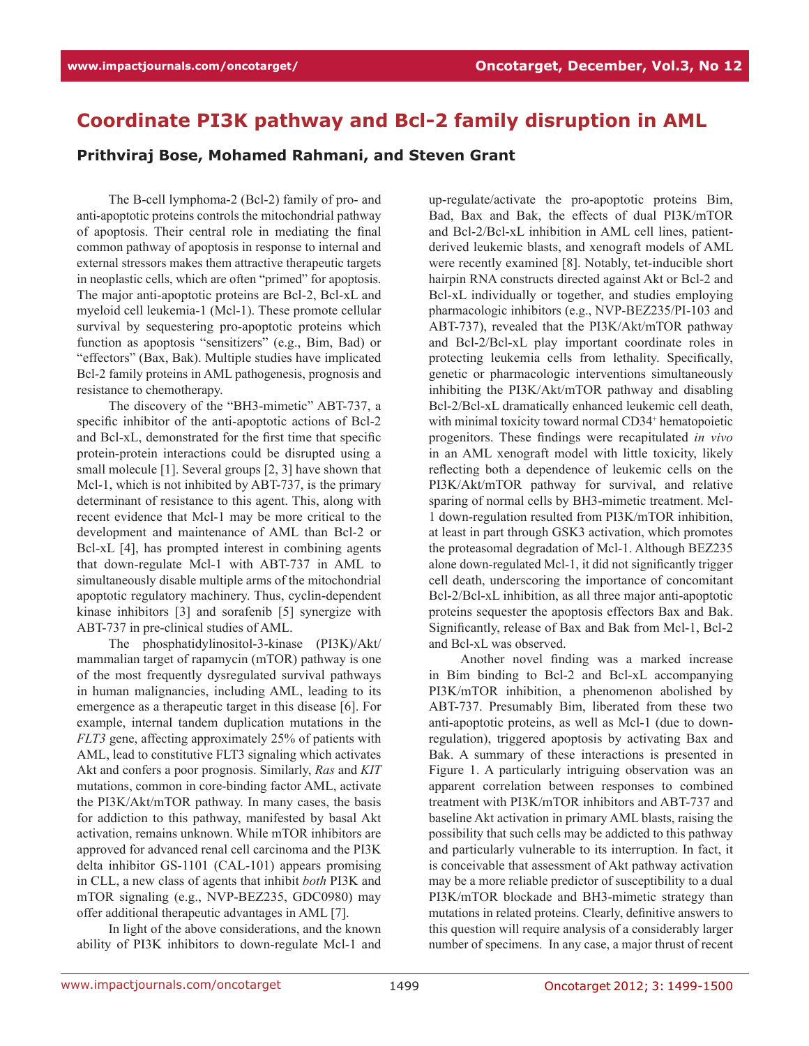# Coordinate PI3K pathway and Bcl-2 family disruption in AML

**Prithviraj Bose, Mohamed Rahmani, and Steven Grant**

The B-cell lymphoma-2 (Bcl-2) family of pro- and anti-apoptotic proteins controls the mitochondrial pathway of apoptosis. Their central role in mediating the final common pathway of apoptosis in response to internal and external stressors makes them attractive therapeutic targets in neoplastic cells, which are often "primed" for apoptosis. The major anti-apoptotic proteins are Bcl-2, Bcl-xL and myeloid cell leukemia-1 (Mcl-1). These promote cellular survival by sequestering pro-apoptotic proteins which function as apoptosis "sensitizers" (e.g., Bim, Bad) or "effectors" (Bax, Bak). Multiple studies have implicated Bcl-2 family proteins in AML pathogenesis, prognosis and resistance to chemotherapy.

The discovery of the "BH3-mimetic" ABT-737, a specific inhibitor of the anti-apoptotic actions of Bcl-2 and Bcl-xL, demonstrated for the first time that specific protein-protein interactions could be disrupted using a small molecule [1]. Several groups [2, 3] have shown that Mcl-1, which is not inhibited by ABT-737, is the primary determinant of resistance to this agent. This, along with recent evidence that Mcl-1 may be more critical to the development and maintenance of AML than Bcl-2 or Bcl-xL [4], has prompted interest in combining agents that down-regulate Mcl-1 with ABT-737 in AML to simultaneously disable multiple arms of the mitochondrial apoptotic regulatory machinery. Thus, cyclin-dependent kinase inhibitors [3] and sorafenib [5] synergize with ABT-737 in pre-clinical studies of AML.

The phosphatidylinositol-3-kinase (PI3K)/Akt/mammalian target of rapamycin (mTOR) pathway is one of the most frequently dysregulated survival pathways in human malignancies, including AML, leading to its emergence as a therapeutic target in this disease [6]. For example, internal tandem duplication mutations in the *FLT3* gene, affecting approximately 25% of patients with AML, lead to constitutive FLT3 signaling which activates Akt and confers a poor prognosis. Similarly, *Ras* and *KIT* mutations, common in core-binding factor AML, activate the PI3K/Akt/mTOR pathway. In many cases, the basis for addiction to this pathway, manifested by basal Akt activation, remains unknown. While mTOR inhibitors are approved for advanced renal cell carcinoma and the PI3K delta inhibitor GS-1101 (CAL-101) appears promising in CLL, a new class of agents that inhibit *both* PI3K and mTOR signaling (e.g., NVP-BEZ235, GDC0980) may offer additional therapeutic advantages in AML [7].

In light of the above considerations, and the known ability of PI3K inhibitors to down-regulate Mcl-1 and up-regulate/activate the pro-apoptotic proteins Bim, Bad, Bax and Bak, the effects of dual PI3K/mTOR and Bcl-2/Bcl-xL inhibition in AML cell lines, patient-derived leukemic blasts, and xenograft models of AML were recently examined [8]. Notably, tet-inducible short hairpin RNA constructs directed against Akt or Bcl-2 and Bcl-xL individually or together, and studies employing pharmacologic inhibitors (e.g., NVP-BEZ235/PI-103 and ABT-737), revealed that the PI3K/Akt/mTOR pathway and Bcl-2/Bcl-xL play important coordinate roles in protecting leukemia cells from lethality. Specifically, genetic or pharmacologic interventions simultaneously inhibiting the PI3K/Akt/mTOR pathway and disabling Bcl-2/Bcl-xL dramatically enhanced leukemic cell death, with minimal toxicity toward normal $CD34^{+}$ hematopoietic progenitors. These findings were recapitulated *in vivo* in an AML xenograft model with little toxicity, likely reflecting both a dependence of leukemic cells on the PI3K/Akt/mTOR pathway for survival, and relative sparing of normal cells by BH3-mimetic treatment. Mcl-1 down-regulation resulted from PI3K/mTOR inhibition, at least in part through GSK3 activation, which promotes the proteasomal degradation of Mcl-1. Although BEZ235 alone down-regulated Mcl-1, it did not significantly trigger cell death, underscoring the importance of concomitant Bcl-2/Bcl-xL inhibition, as all three major anti-apoptotic proteins sequester the apoptosis effectors Bax and Bak. Significantly, release of Bax and Bak from Mcl-1, Bcl-2 and Bcl-xL was observed.

Another novel finding was a marked increase in Bim binding to Bcl-2 and Bcl-xL accompanying PI3K/mTOR inhibition, a phenomenon abolished by ABT-737. Presumably Bim, liberated from these two anti-apoptotic proteins, as well as Mcl-1 (due to down-regulation), triggered apoptosis by activating Bax and Bak. A summary of these interactions is presented in Figure 1. A particularly intriguing observation was an apparent correlation between responses to combined treatment with PI3K/mTOR inhibitors and ABT-737 and baseline Akt activation in primary AML blasts, raising the possibility that such cells may be addicted to this pathway and particularly vulnerable to its interruption. In fact, it is conceivable that assessment of Akt pathway activation may be a more reliable predictor of susceptibility to a dual PI3K/mTOR blockade and BH3-mimetic strategy than mutations in related proteins. Clearly, definitive answers to this question will require analysis of a considerably larger number of specimens. In any case, a major thrust of recent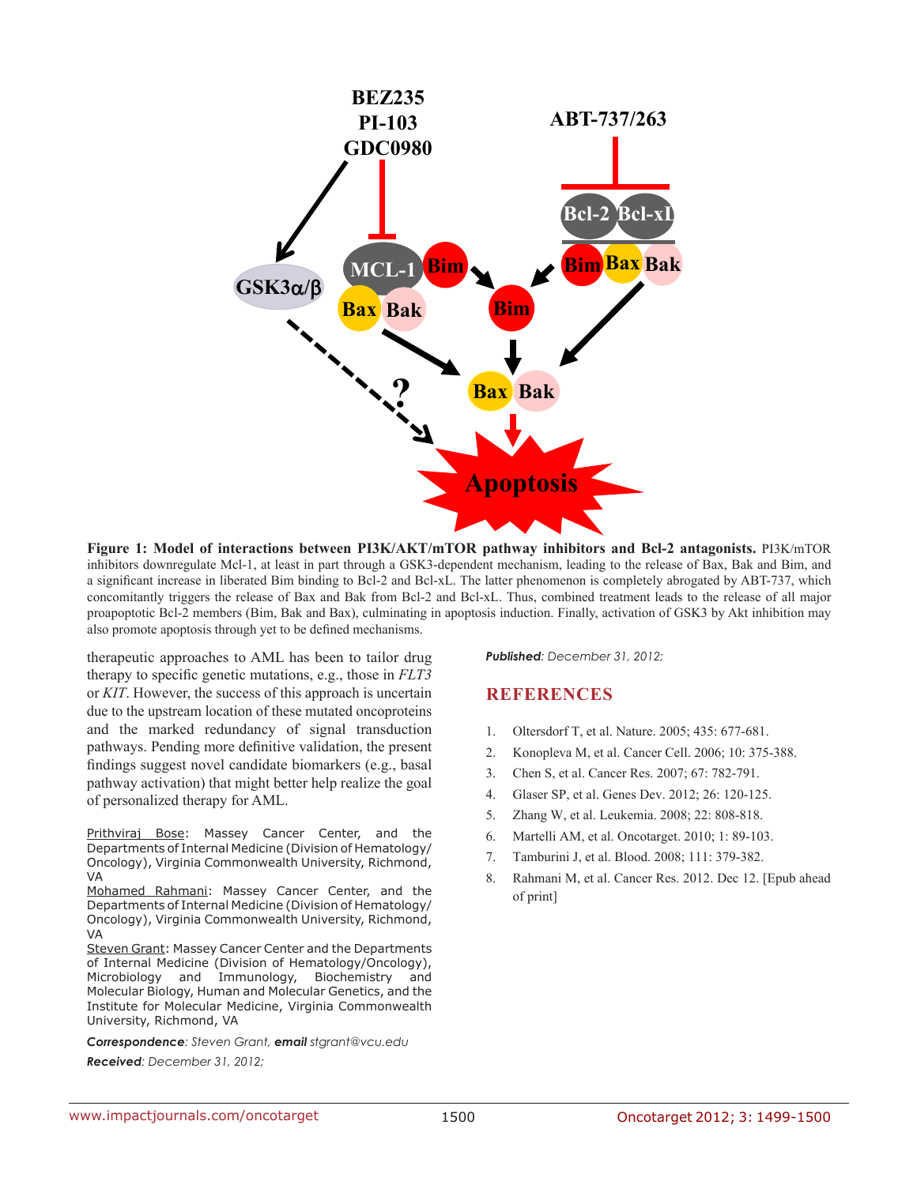BEZ235
PI-103
GDC0980

ABT-737/263

GSK3α/β

MCL-1 Bim

Bax Bak

Bim

Bcl-2 Bcl-xL

Bim Bax Bak

?

Bax Bak

Apoptosis

**Figure 1: Model of interactions between PI3K/AKT/mTOR pathway inhibitors and Bcl-2 antagonists.** PI3K/mTOR inhibitors downregulate Mcl-1, at least in part through a GSK3-dependent mechanism, leading to the release of Bax, Bak and Bim, and a significant increase in liberated Bim binding to Bcl-2 and Bcl-xL. The latter phenomenon is completely abrogated by ABT-737, which concomitantly triggers the release of Bax and Bak from Bcl-2 and Bcl-xL. Thus, combined treatment leads to the release of all major proapoptotic Bcl-2 members (Bim, Bak and Bax), culminating in apoptosis induction. Finally, activation of GSK3 by Akt inhibition may also promote apoptosis through yet to be defined mechanisms.

therapeutic approaches to AML has been to tailor drug therapy to specific genetic mutations, e.g., those in *FLT3* or *KIT*. However, the success of this approach is uncertain due to the upstream location of these mutated oncoproteins and the marked redundancy of signal transduction pathways. Pending more definitive validation, the present findings suggest novel candidate biomarkers (e.g., basal pathway activation) that might better help realize the goal of personalized therapy for AML.

Prithviraj Bose: Massey Cancer Center, and the Departments of Internal Medicine (Division of Hematology/Oncology), Virginia Commonwealth University, Richmond, VA

Mohamed Rahmani: Massey Cancer Center, and the Departments of Internal Medicine (Division of Hematology/Oncology), Virginia Commonwealth University, Richmond, VA

Steven Grant: Massey Cancer Center and the Departments of Internal Medicine (Division of Hematology/Oncology), Microbiology and Immunology, Biochemistry and Molecular Biology, Human and Molecular Genetics, and the Institute for Molecular Medicine, Virginia Commonwealth University, Richmond, VA

***Correspondence***: *Steven Grant,* ***email*** *stgrant@vcu.edu*

***Received***: *December 31, 2012;*

***Published***: *December 31, 2012;*

## REFERENCES

1. Oltersdorf T, et al. Nature. 2005; 435: 677-681.
2. Konopleva M, et al. Cancer Cell. 2006; 10: 375-388.
3. Chen S, et al. Cancer Res. 2007; 67: 782-791.
4. Glaser SP, et al. Genes Dev. 2012; 26: 120-125.
5. Zhang W, et al. Leukemia. 2008; 22: 808-818.
6. Martelli AM, et al. Oncotarget. 2010; 1: 89-103.
7. Tamburini J, et al. Blood. 2008; 111: 379-382.
8. Rahmani M, et al. Cancer Res. 2012. Dec 12. [Epub ahead of print]